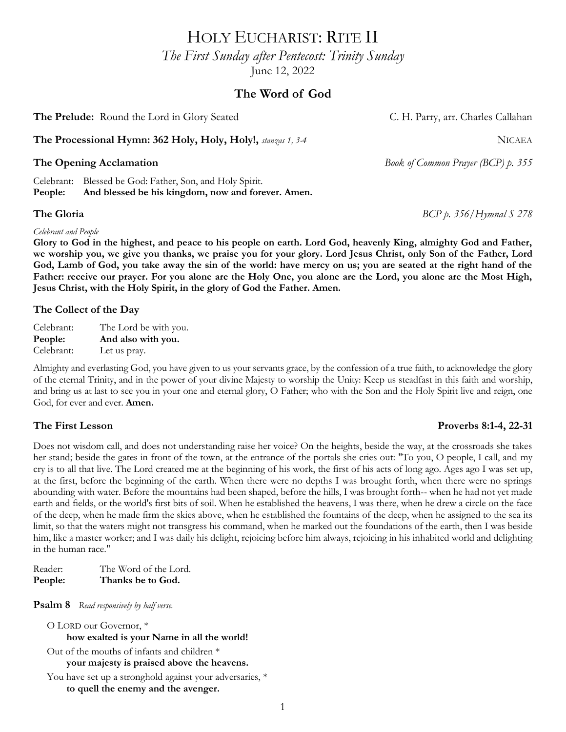# HOLY EUCHARIST: RITE II

*The First Sunday after Pentecost: Trinity Sunday*

June 12, 2022

## The Word of God

**The Prelude:** Round the Lord in Glory Seated C. H. Parry, arr. Charles Callahan

**The Processional Hymn: 362 Holy, Holy, Holy!,** *stanzas 1, 3-4* NICAEA

**The Opening Acclamation** *Book of Common Prayer (BCP) p. 355*

Celebrant: Blessed be God: Father, Son, and Holy Spirit.
**People: And blessed be his kingdom, now and forever. Amen.**

**The Gloria** *BCP p. 356/Hymnal S 278*

*Celebrant and People*

**Glory to God in the highest, and peace to his people on earth. Lord God, heavenly King, almighty God and Father, we worship you, we give you thanks, we praise you for your glory. Lord Jesus Christ, only Son of the Father, Lord God, Lamb of God, you take away the sin of the world: have mercy on us; you are seated at the right hand of the Father: receive our prayer. For you alone are the Holy One, you alone are the Lord, you alone are the Most High, Jesus Christ, with the Holy Spirit, in the glory of God the Father. Amen.**

### The Collect of the Day

Celebrant: The Lord be with you.
**People: And also with you.**
Celebrant: Let us pray.

Almighty and everlasting God, you have given to us your servants grace, by the confession of a true faith, to acknowledge the glory of the eternal Trinity, and in the power of your divine Majesty to worship the Unity: Keep us steadfast in this faith and worship, and bring us at last to see you in your one and eternal glory, O Father; who with the Son and the Holy Spirit live and reign, one God, for ever and ever. **Amen.**

**The First Lesson** **Proverbs 8:1-4, 22-31**

Does not wisdom call, and does not understanding raise her voice? On the heights, beside the way, at the crossroads she takes her stand; beside the gates in front of the town, at the entrance of the portals she cries out: "To you, O people, I call, and my cry is to all that live. The Lord created me at the beginning of his work, the first of his acts of long ago. Ages ago I was set up, at the first, before the beginning of the earth. When there were no depths I was brought forth, when there were no springs abounding with water. Before the mountains had been shaped, before the hills, I was brought forth-- when he had not yet made earth and fields, or the world's first bits of soil. When he established the heavens, I was there, when he drew a circle on the face of the deep, when he made firm the skies above, when he established the fountains of the deep, when he assigned to the sea its limit, so that the waters might not transgress his command, when he marked out the foundations of the earth, then I was beside him, like a master worker; and I was daily his delight, rejoicing before him always, rejoicing in his inhabited world and delighting in the human race."

Reader: The Word of the Lord.
**People: Thanks be to God.**

**Psalm 8** *Read responsively by half verse.*

O LORD our Governor, *
**how exalted is your Name in all the world!**

Out of the mouths of infants and children *
**your majesty is praised above the heavens.**

You have set up a stronghold against your adversaries, *
**to quell the enemy and the avenger.**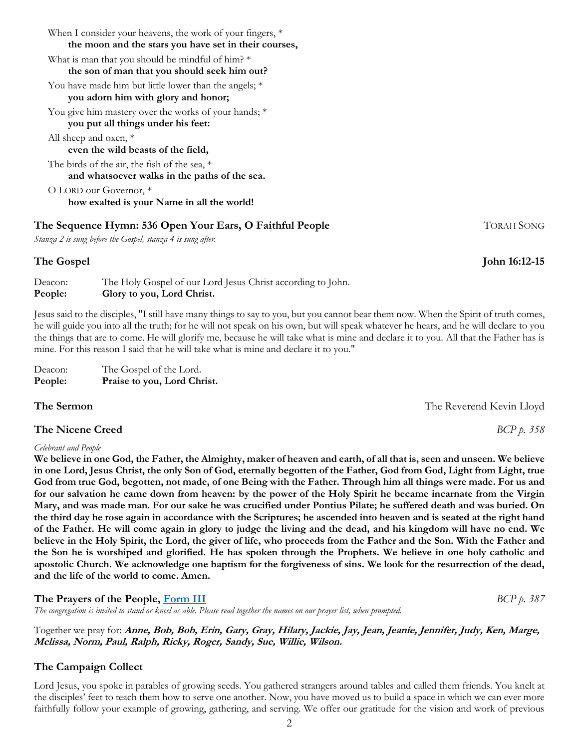When I consider your heavens, the work of your fingers, *
**the moon and the stars you have set in their courses,**

What is man that you should be mindful of him? *
**the son of man that you should seek him out?**

You have made him but little lower than the angels; *
**you adorn him with glory and honor;**

You give him mastery over the works of your hands; *
**you put all things under his feet:**

All sheep and oxen, *
**even the wild beasts of the field,**

The birds of the air, the fish of the sea, *
**and whatsoever walks in the paths of the sea.**

O LORD our Governor, *
**how exalted is your Name in all the world!**

### The Sequence Hymn: 536 Open Your Ears, O Faithful People — TORAH SONG

*Stanza 2 is sung before the Gospel, stanza 4 is sung after.*

### The Gospel — John 16:12-15

Deacon: The Holy Gospel of our Lord Jesus Christ according to John.
**People: Glory to you, Lord Christ.**

Jesus said to the disciples, "I still have many things to say to you, but you cannot bear them now. When the Spirit of truth comes, he will guide you into all the truth; for he will not speak on his own, but will speak whatever he hears, and he will declare to you the things that are to come. He will glorify me, because he will take what is mine and declare it to you. All that the Father has is mine. For this reason I said that he will take what is mine and declare it to you."

Deacon: The Gospel of the Lord.
**People: Praise to you, Lord Christ.**

### The Sermon — The Reverend Kevin Lloyd

### The Nicene Creed — *BCP p. 358*

*Celebrant and People*

**We believe in one God, the Father, the Almighty, maker of heaven and earth, of all that is, seen and unseen. We believe in one Lord, Jesus Christ, the only Son of God, eternally begotten of the Father, God from God, Light from Light, true God from true God, begotten, not made, of one Being with the Father. Through him all things were made. For us and for our salvation he came down from heaven: by the power of the Holy Spirit he became incarnate from the Virgin Mary, and was made man. For our sake he was crucified under Pontius Pilate; he suffered death and was buried. On the third day he rose again in accordance with the Scriptures; he ascended into heaven and is seated at the right hand of the Father. He will come again in glory to judge the living and the dead, and his kingdom will have no end. We believe in the Holy Spirit, the Lord, the giver of life, who proceeds from the Father and the Son. With the Father and the Son he is worshiped and glorified. He has spoken through the Prophets. We believe in one holy catholic and apostolic Church. We acknowledge one baptism for the forgiveness of sins. We look for the resurrection of the dead, and the life of the world to come. Amen.**

### The Prayers of the People, Form III — *BCP p. 387*

*The congregation is invited to stand or kneel as able. Please read together the names on our prayer list, when prompted.*

Together we pray for: ***Anne, Bob, Bob, Erin, Gary, Gray, Hilary, Jackie, Jay, Jean, Jeanie, Jennifer, Judy, Ken, Marge, Melissa, Norm, Paul, Ralph, Ricky, Roger, Sandy, Sue, Willie, Wilson.***

### The Campaign Collect

Lord Jesus, you spoke in parables of growing seeds. You gathered strangers around tables and called them friends. You knelt at the disciples' feet to teach them how to serve one another. Now, you have moved us to build a space in which we can ever more faithfully follow your example of growing, gathering, and serving. We offer our gratitude for the vision and work of previous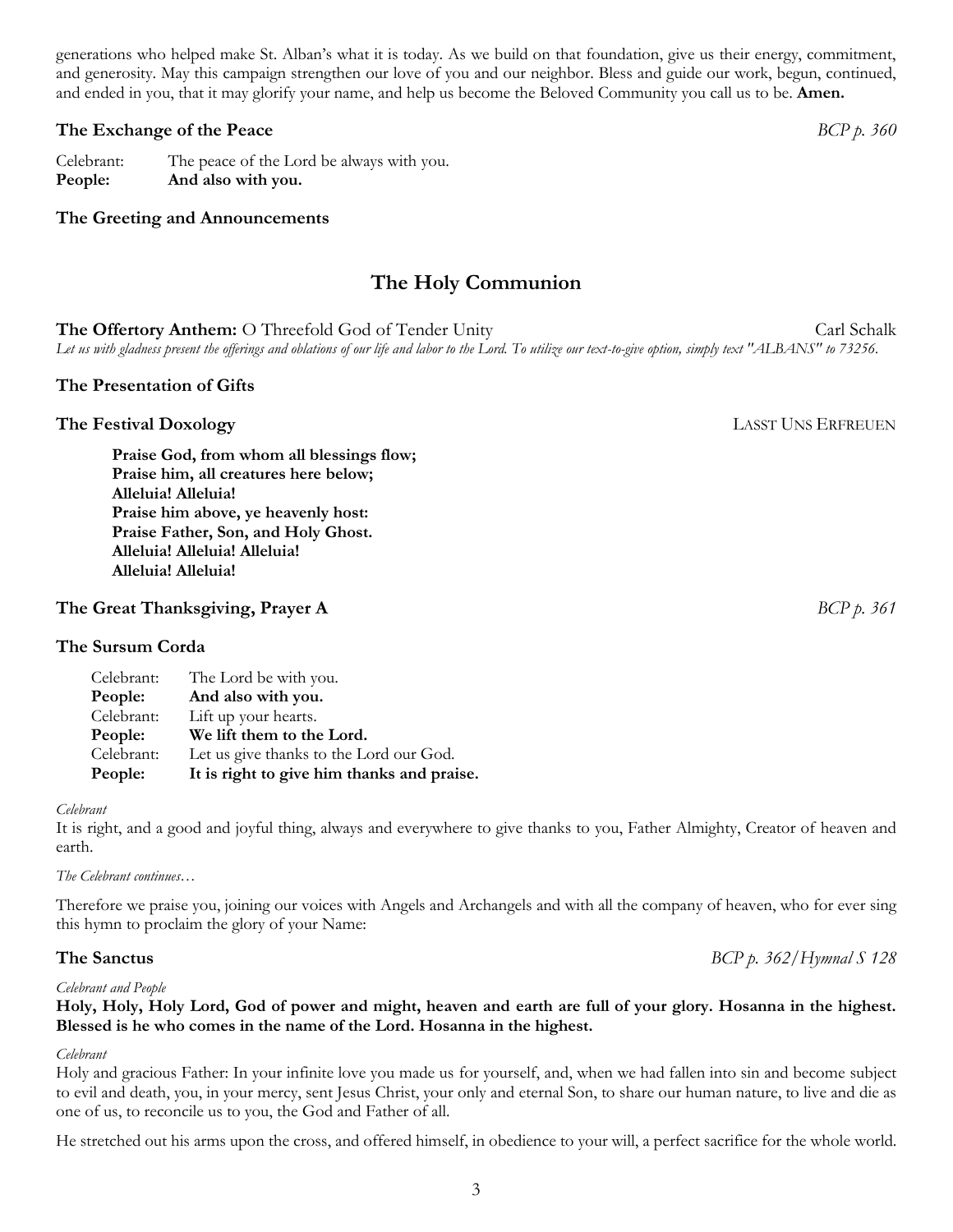generations who helped make St. Alban's what it is today. As we build on that foundation, give us their energy, commitment, and generosity. May this campaign strengthen our love of you and our neighbor. Bless and guide our work, begun, continued, and ended in you, that it may glorify your name, and help us become the Beloved Community you call us to be. **Amen.**

**The Exchange of the Peace** *BCP p. 360*

Celebrant: The peace of the Lord be always with you.
**People: And also with you.**

**The Greeting and Announcements**

## The Holy Communion

**The Offertory Anthem:** O Threefold God of Tender Unity — Carl Schalk

*Let us with gladness present the offerings and oblations of our life and labor to the Lord. To utilize our text-to-give option, simply text "ALBANS" to 73256.*

**The Presentation of Gifts**

**The Festival Doxology** — LASST UNS ERFREUEN

> **Praise God, from whom all blessings flow;**
> **Praise him, all creatures here below;**
> **Alleluia! Alleluia!**
> **Praise him above, ye heavenly host:**
> **Praise Father, Son, and Holy Ghost.**
> **Alleluia! Alleluia! Alleluia!**
> **Alleluia! Alleluia!**

**The Great Thanksgiving, Prayer A** *BCP p. 361*

**The Sursum Corda**

Celebrant: The Lord be with you.
**People: And also with you.**
Celebrant: Lift up your hearts.
**People: We lift them to the Lord.**
Celebrant: Let us give thanks to the Lord our God.
**People: It is right to give him thanks and praise.**

*Celebrant*

It is right, and a good and joyful thing, always and everywhere to give thanks to you, Father Almighty, Creator of heaven and earth.

*The Celebrant continues…*

Therefore we praise you, joining our voices with Angels and Archangels and with all the company of heaven, who for ever sing this hymn to proclaim the glory of your Name:

**The Sanctus** *BCP p. 362/Hymnal S 128*

*Celebrant and People*

**Holy, Holy, Holy Lord, God of power and might, heaven and earth are full of your glory. Hosanna in the highest. Blessed is he who comes in the name of the Lord. Hosanna in the highest.**

*Celebrant*

Holy and gracious Father: In your infinite love you made us for yourself, and, when we had fallen into sin and become subject to evil and death, you, in your mercy, sent Jesus Christ, your only and eternal Son, to share our human nature, to live and die as one of us, to reconcile us to you, the God and Father of all.

He stretched out his arms upon the cross, and offered himself, in obedience to your will, a perfect sacrifice for the whole world.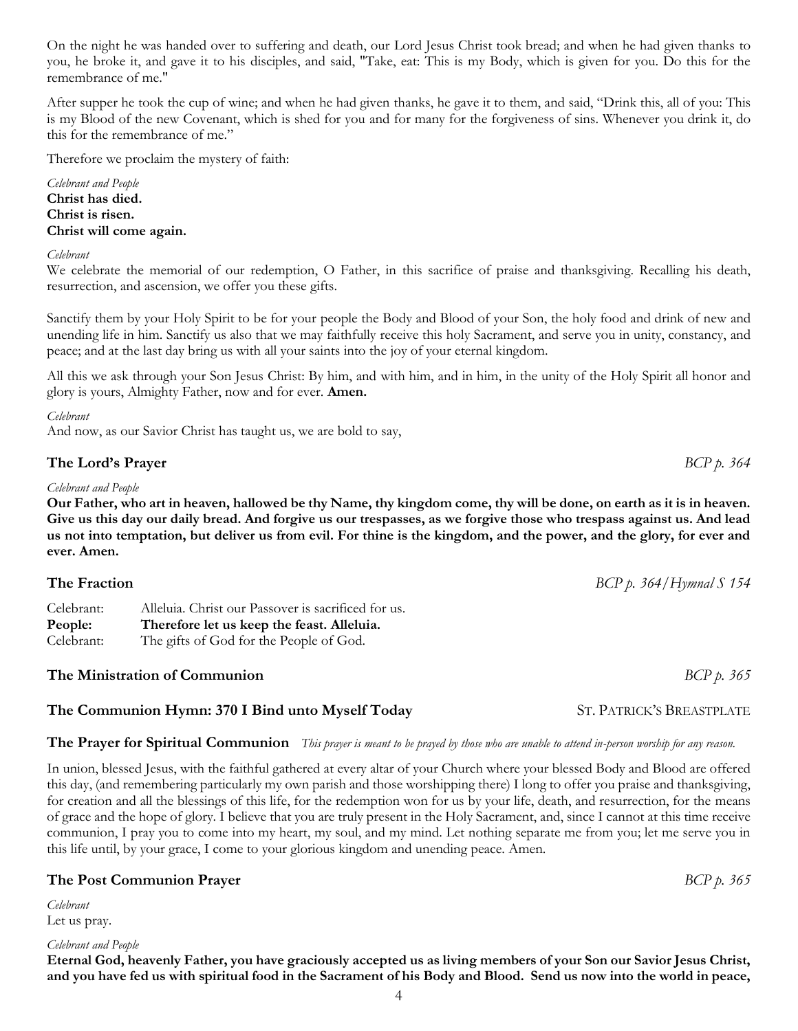On the night he was handed over to suffering and death, our Lord Jesus Christ took bread; and when he had given thanks to you, he broke it, and gave it to his disciples, and said, "Take, eat: This is my Body, which is given for you. Do this for the remembrance of me."

After supper he took the cup of wine; and when he had given thanks, he gave it to them, and said, "Drink this, all of you: This is my Blood of the new Covenant, which is shed for you and for many for the forgiveness of sins. Whenever you drink it, do this for the remembrance of me."

Therefore we proclaim the mystery of faith:

*Celebrant and People*
**Christ has died.**
**Christ is risen.**
**Christ will come again.**

*Celebrant*
We celebrate the memorial of our redemption, O Father, in this sacrifice of praise and thanksgiving. Recalling his death, resurrection, and ascension, we offer you these gifts.

Sanctify them by your Holy Spirit to be for your people the Body and Blood of your Son, the holy food and drink of new and unending life in him. Sanctify us also that we may faithfully receive this holy Sacrament, and serve you in unity, constancy, and peace; and at the last day bring us with all your saints into the joy of your eternal kingdom.

All this we ask through your Son Jesus Christ: By him, and with him, and in him, in the unity of the Holy Spirit all honor and glory is yours, Almighty Father, now and for ever. **Amen.**

*Celebrant*
And now, as our Savior Christ has taught us, we are bold to say,

## The Lord's Prayer *BCP p. 364*

*Celebrant and People*
**Our Father, who art in heaven, hallowed be thy Name, thy kingdom come, thy will be done, on earth as it is in heaven. Give us this day our daily bread. And forgive us our trespasses, as we forgive those who trespass against us. And lead us not into temptation, but deliver us from evil. For thine is the kingdom, and the power, and the glory, for ever and ever. Amen.**

## The Fraction *BCP p. 364/Hymnal S 154*

Celebrant: Alleluia. Christ our Passover is sacrificed for us.
**People: Therefore let us keep the feast. Alleluia.**
Celebrant: The gifts of God for the People of God.

## The Ministration of Communion *BCP p. 365*

## The Communion Hymn: 370 I Bind unto Myself Today ST. PATRICK'S BREASTPLATE

## The Prayer for Spiritual Communion *This prayer is meant to be prayed by those who are unable to attend in-person worship for any reason.*

In union, blessed Jesus, with the faithful gathered at every altar of your Church where your blessed Body and Blood are offered this day, (and remembering particularly my own parish and those worshipping there) I long to offer you praise and thanksgiving, for creation and all the blessings of this life, for the redemption won for us by your life, death, and resurrection, for the means of grace and the hope of glory. I believe that you are truly present in the Holy Sacrament, and, since I cannot at this time receive communion, I pray you to come into my heart, my soul, and my mind. Let nothing separate me from you; let me serve you in this life until, by your grace, I come to your glorious kingdom and unending peace. Amen.

## The Post Communion Prayer *BCP p. 365*

*Celebrant*
Let us pray.

*Celebrant and People*
**Eternal God, heavenly Father, you have graciously accepted us as living members of your Son our Savior Jesus Christ, and you have fed us with spiritual food in the Sacrament of his Body and Blood. Send us now into the world in peace,**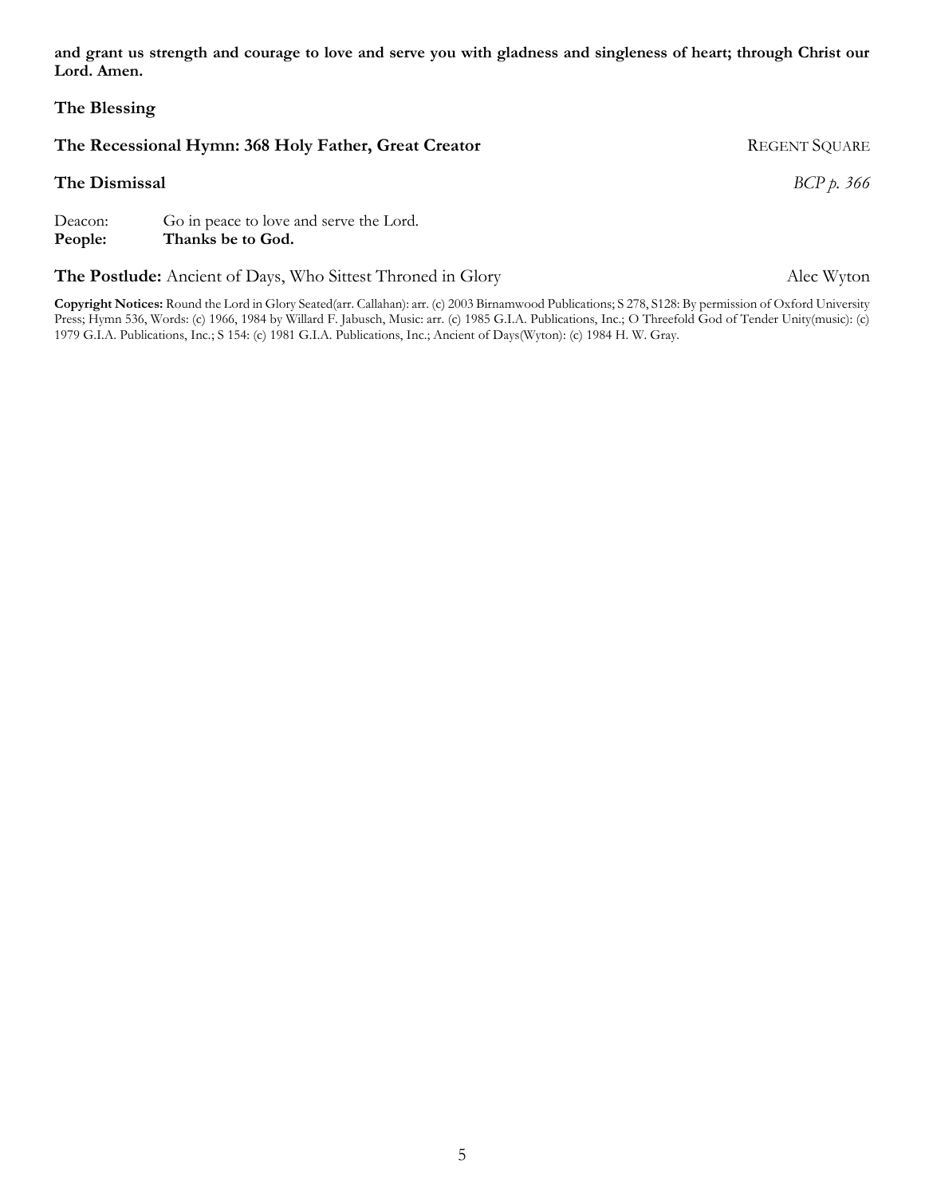**and grant us strength and courage to love and serve you with gladness and singleness of heart; through Christ our Lord. Amen.**

**The Blessing**

**The Recessional Hymn: 368 Holy Father, Great Creator** REGENT SQUARE

**The Dismissal** *BCP p. 366*

Deacon: Go in peace to love and serve the Lord.
**People: Thanks be to God.**

**The Postlude:** Ancient of Days, Who Sittest Throned in Glory Alec Wyton

**Copyright Notices:** Round the Lord in Glory Seated(arr. Callahan): arr. (c) 2003 Birnamwood Publications; S 278, S128: By permission of Oxford University Press; Hymn 536, Words: (c) 1966, 1984 by Willard F. Jabusch, Music: arr. (c) 1985 G.I.A. Publications, Inc.; O Threefold God of Tender Unity(music): (c) 1979 G.I.A. Publications, Inc.; S 154: (c) 1981 G.I.A. Publications, Inc.; Ancient of Days(Wyton): (c) 1984 H. W. Gray.